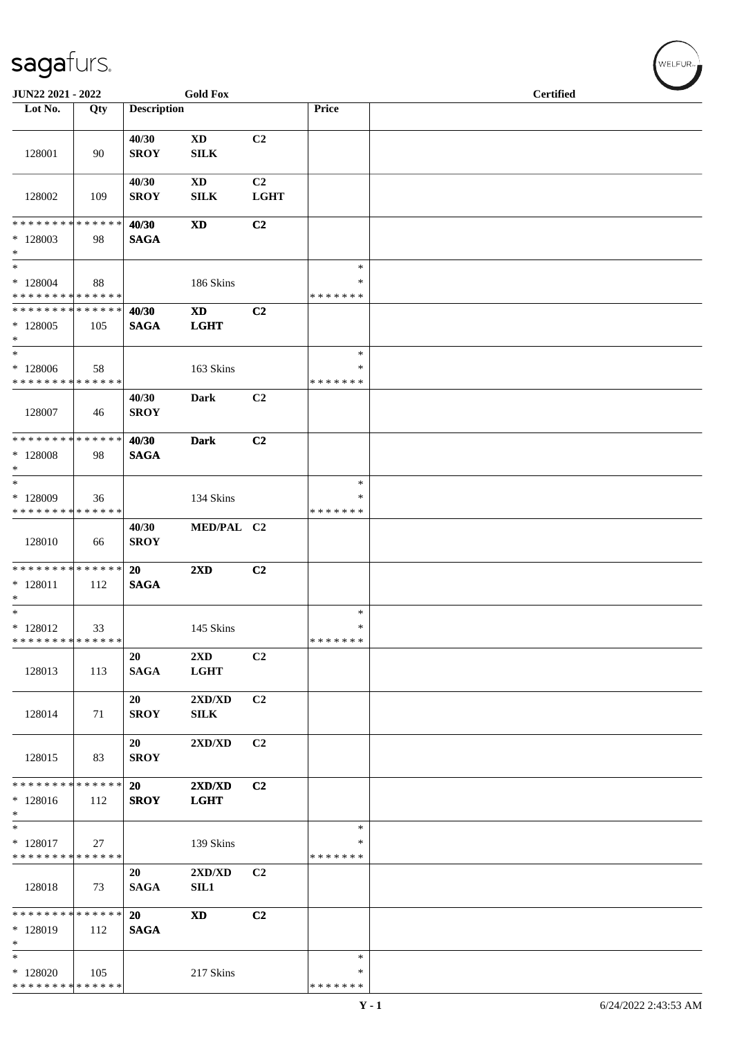JUN22 2021 - 2022 | Gold Fox | Certified

| Lot No. | Qty | Description | | | Price | |
|---|---|---|---|---|---|---|
| 128001 | 90 | 40/30 SROY | XD SILK | C2 | | |
| 128002 | 109 | 40/30 SROY | XD SILK | C2 LGHT | | |
| * * * * * * * * * * * * * * <br>* 128003<br>* | 98 | 40/30 SAGA | XD | C2 | | |
| *<br>* 128004<br>* * * * * * * * * * * * * * | 88 | | 186 Skins | | *<br>*<br>* * * * * * * | |
| * * * * * * * * * * * * * * <br>* 128005<br>* | 105 | 40/30 SAGA | XD LGHT | C2 | | |
| *<br>* 128006<br>* * * * * * * * * * * * * * | 58 | | 163 Skins | | *<br>*<br>* * * * * * * | |
| 128007 | 46 | 40/30 SROY | Dark | C2 | | |
| * * * * * * * * * * * * * * <br>* 128008<br>* | 98 | 40/30 SAGA | Dark | C2 | | |
| *<br>* 128009<br>* * * * * * * * * * * * * * | 36 | | 134 Skins | | *<br>*<br>* * * * * * * | |
| 128010 | 66 | 40/30 SROY | MED/PAL | C2 | | |
| * * * * * * * * * * * * * * <br>* 128011<br>* | 112 | 20 SAGA | 2XD | C2 | | |
| *<br>* 128012<br>* * * * * * * * * * * * * * | 33 | | 145 Skins | | *<br>*<br>* * * * * * * | |
| 128013 | 113 | 20 SAGA | 2XD LGHT | C2 | | |
| 128014 | 71 | 20 SROY | 2XD/XD SILK | C2 | | |
| 128015 | 83 | 20 SROY | 2XD/XD | C2 | | |
| * * * * * * * * * * * * * * <br>* 128016<br>* | 112 | 20 SROY | 2XD/XD LGHT | C2 | | |
| *<br>* 128017<br>* * * * * * * * * * * * * * | 27 | | 139 Skins | | *<br>*<br>* * * * * * * | |
| 128018 | 73 | 20 SAGA | 2XD/XD SIL1 | C2 | | |
| * * * * * * * * * * * * * * <br>* 128019<br>* | 112 | 20 SAGA | XD | C2 | | |
| *<br>* 128020<br>* * * * * * * * * * * * * * | 105 | | 217 Skins | | *<br>*<br>* * * * * * * | |

Y - 1 | 6/24/2022 2:43:53 AM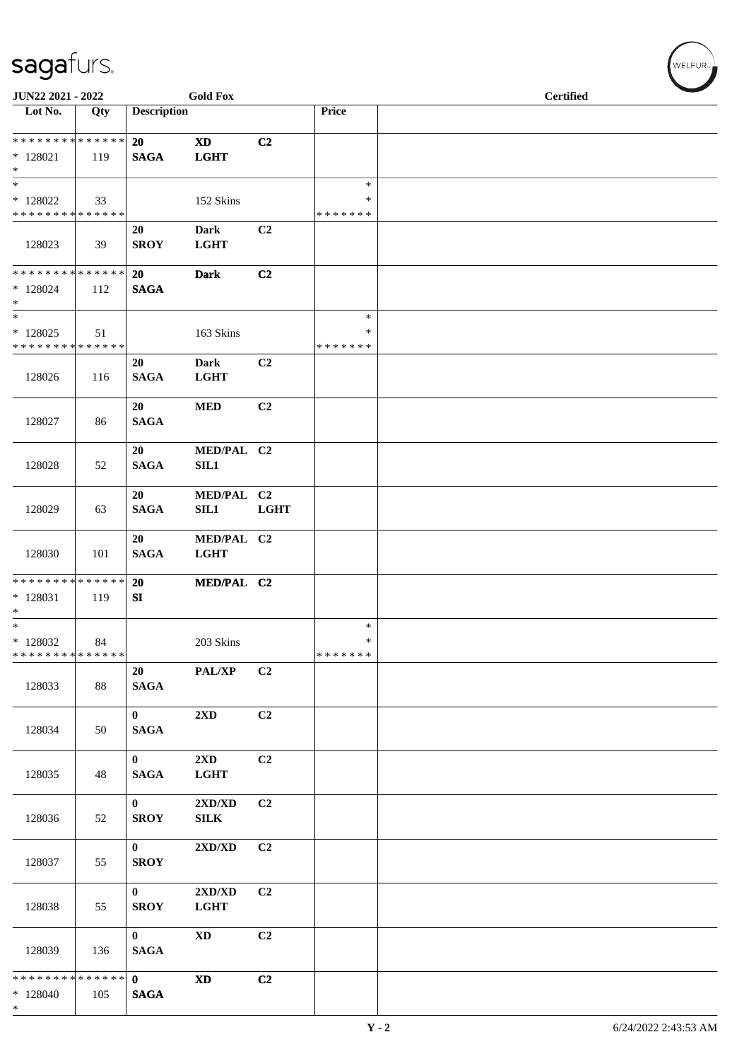| Lot No. | Qty | Description | | | Price | |
|---|---|---|---|---|---|---|
| * * * * * * * * * * * * * * | | 20 | XD | C2 | | |
| * 128021 | 119 | SAGA | LGHT | | | |
| * | | | | | | |
| * | | | | | * | |
| * 128022 | 33 | | 152 Skins | | * | |
| * * * * * * * * * * * * * * | | | | | * * * * * * * | |
| | | 20 | Dark | C2 | | |
| 128023 | 39 | SROY | LGHT | | | |
| * * * * * * * * * * * * * * | | 20 | Dark | C2 | | |
| * 128024 | 112 | SAGA | | | | |
| * | | | | | | |
| * | | | | | * | |
| * 128025 | 51 | | 163 Skins | | * | |
| * * * * * * * * * * * * * * | | | | | * * * * * * * | |
| | | 20 | Dark | C2 | | |
| 128026 | 116 | SAGA | LGHT | | | |
| | | 20 | MED | C2 | | |
| 128027 | 86 | SAGA | | | | |
| | | 20 | MED/PAL | C2 | | |
| 128028 | 52 | SAGA | SIL1 | | | |
| | | 20 | MED/PAL | C2 | | |
| 128029 | 63 | SAGA | SIL1 | LGHT | | |
| | | 20 | MED/PAL | C2 | | |
| 128030 | 101 | SAGA | LGHT | | | |
| * * * * * * * * * * * * * * | | 20 | MED/PAL | C2 | | |
| * 128031 | 119 | SI | | | | |
| * | | | | | | |
| * | | | | | * | |
| * 128032 | 84 | | 203 Skins | | * | |
| * * * * * * * * * * * * * * | | | | | * * * * * * * | |
| | | 20 | PAL/XP | C2 | | |
| 128033 | 88 | SAGA | | | | |
| | | 0 | 2XD | C2 | | |
| 128034 | 50 | SAGA | | | | |
| | | 0 | 2XD | C2 | | |
| 128035 | 48 | SAGA | LGHT | | | |
| | | 0 | 2XD/XD | C2 | | |
| 128036 | 52 | SROY | SILK | | | |
| | | 0 | 2XD/XD | C2 | | |
| 128037 | 55 | SROY | | | | |
| | | 0 | 2XD/XD | C2 | | |
| 128038 | 55 | SROY | LGHT | | | |
| | | 0 | XD | C2 | | |
| 128039 | 136 | SAGA | | | | |
| * * * * * * * * * * * * * * | | 0 | XD | C2 | | |
| * 128040 | 105 | SAGA | | | | |
| * | | | | | | |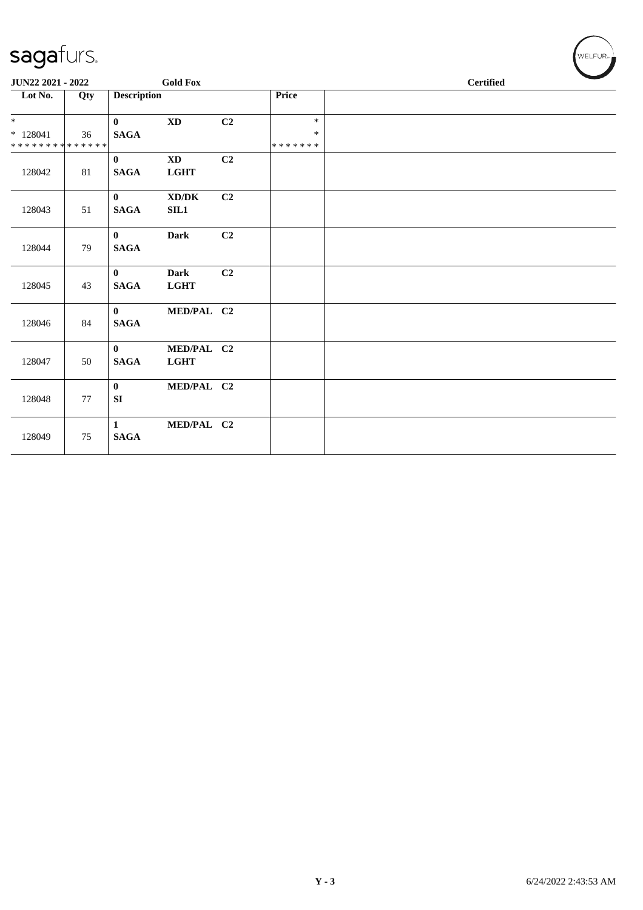sagafurs.

JUN22 2021 - 2022 Gold Fox Certified

| Lot No. | Qty | Description | | | Price | |
|---|---|---|---|---|---|---|
| * <br> * 128041 <br> * * * * * * * * * * * * * * | 36 | **0** <br> **SAGA** | **XD** | **C2** | * <br> * <br> * * * * * * * | |
| 128042 | 81 | **0** <br> **SAGA** | **XD** <br> **LGHT** | **C2** | | |
| 128043 | 51 | **0** <br> **SAGA** | **XD/DK** <br> **SIL1** | **C2** | | |
| 128044 | 79 | **0** <br> **SAGA** | **Dark** | **C2** | | |
| 128045 | 43 | **0** <br> **SAGA** | **Dark** <br> **LGHT** | **C2** | | |
| 128046 | 84 | **0** <br> **SAGA** | **MED/PAL** | **C2** | | |
| 128047 | 50 | **0** <br> **SAGA** | **MED/PAL** <br> **LGHT** | **C2** | | |
| 128048 | 77 | **0** <br> **SI** | **MED/PAL** | **C2** | | |
| 128049 | 75 | **1** <br> **SAGA** | **MED/PAL** | **C2** | | |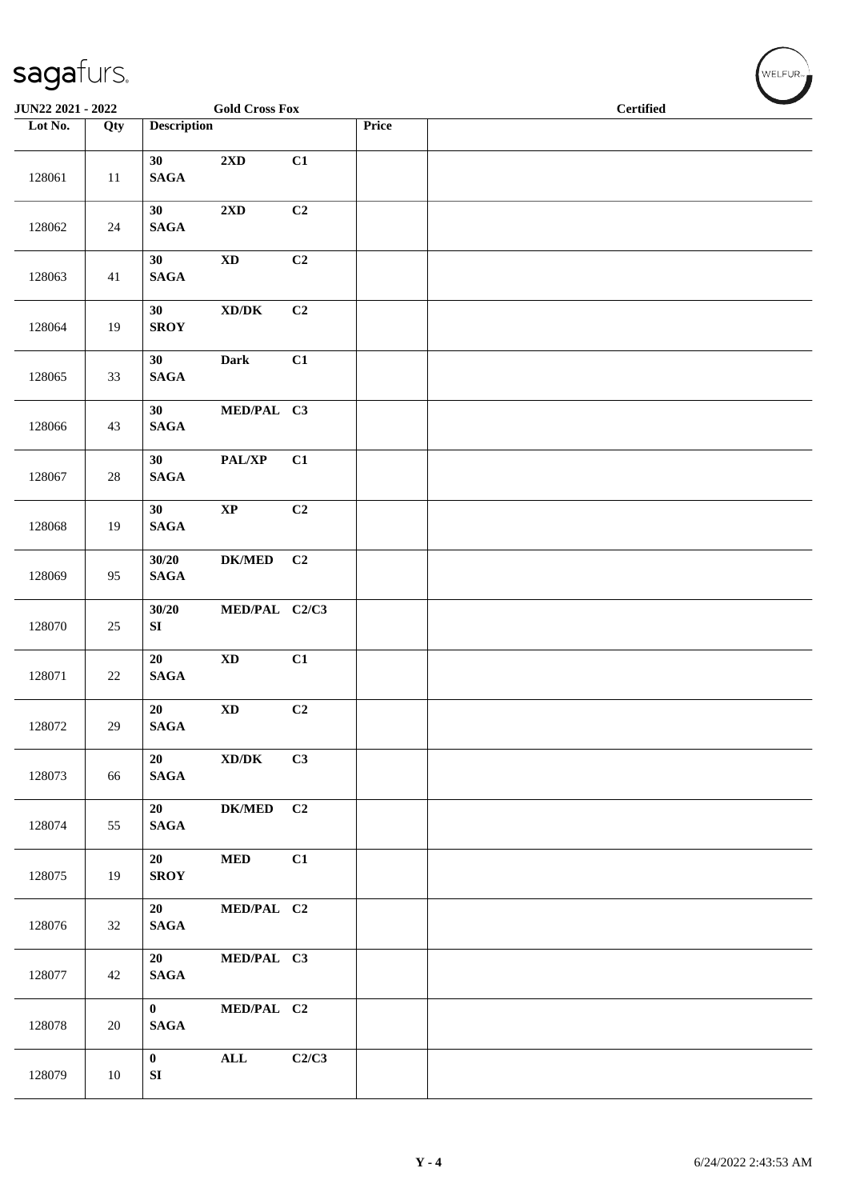**JUN22 2021 - 2022** — **Gold Cross Fox** — **Certified**

| Lot No. | Qty | Description | | | Price | |
|---|---|---|---|---|---|---|
| 128061 | 11 | 30 SAGA | 2XD | C1 | | |
| 128062 | 24 | 30 SAGA | 2XD | C2 | | |
| 128063 | 41 | 30 SAGA | XD | C2 | | |
| 128064 | 19 | 30 SROY | XD/DK | C2 | | |
| 128065 | 33 | 30 SAGA | Dark | C1 | | |
| 128066 | 43 | 30 SAGA | MED/PAL | C3 | | |
| 128067 | 28 | 30 SAGA | PAL/XP | C1 | | |
| 128068 | 19 | 30 SAGA | XP | C2 | | |
| 128069 | 95 | 30/20 SAGA | DK/MED | C2 | | |
| 128070 | 25 | 30/20 SI | MED/PAL | C2/C3 | | |
| 128071 | 22 | 20 SAGA | XD | C1 | | |
| 128072 | 29 | 20 SAGA | XD | C2 | | |
| 128073 | 66 | 20 SAGA | XD/DK | C3 | | |
| 128074 | 55 | 20 SAGA | DK/MED | C2 | | |
| 128075 | 19 | 20 SROY | MED | C1 | | |
| 128076 | 32 | 20 SAGA | MED/PAL | C2 | | |
| 128077 | 42 | 20 SAGA | MED/PAL | C3 | | |
| 128078 | 20 | 0 SAGA | MED/PAL | C2 | | |
| 128079 | 10 | 0 SI | ALL | C2/C3 | | |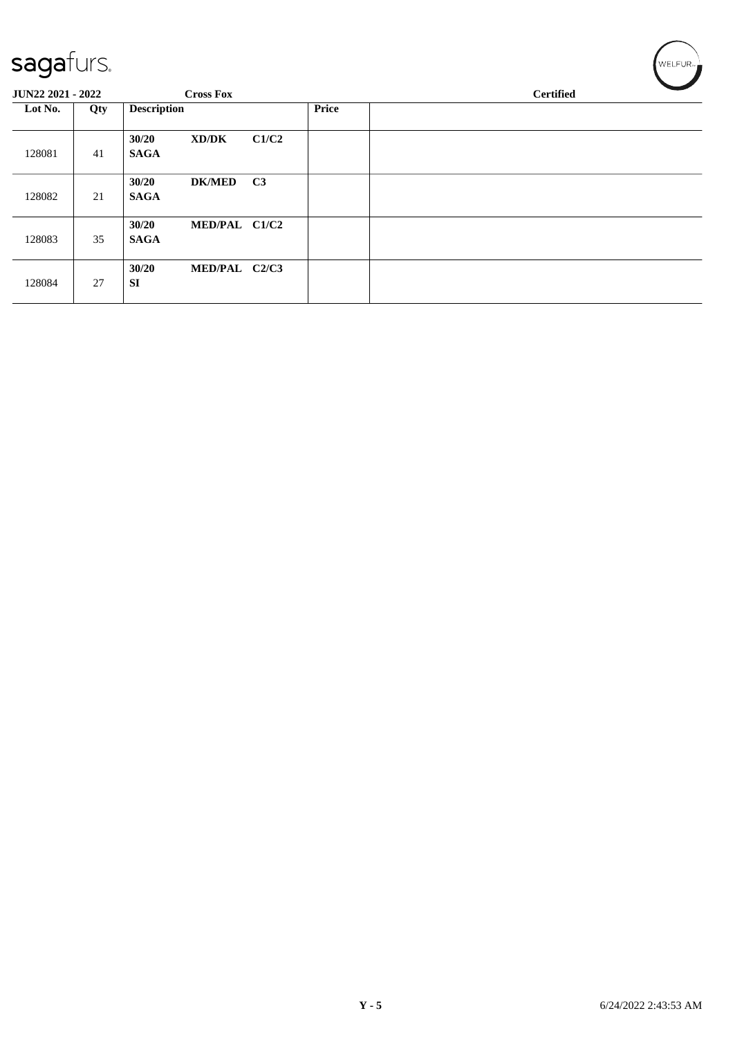**JUN22 2021 - 2022** | **Cross Fox** | **Certified**

| Lot No. | Qty | Description | Price | |
|---|---|---|---|---|
| 128081 | 41 | **30/20 XD/DK C1/C2 SAGA** | | |
| 128082 | 21 | **30/20 DK/MED C3 SAGA** | | |
| 128083 | 35 | **30/20 MED/PAL C1/C2 SAGA** | | |
| 128084 | 27 | **30/20 MED/PAL C2/C3 SI** | | |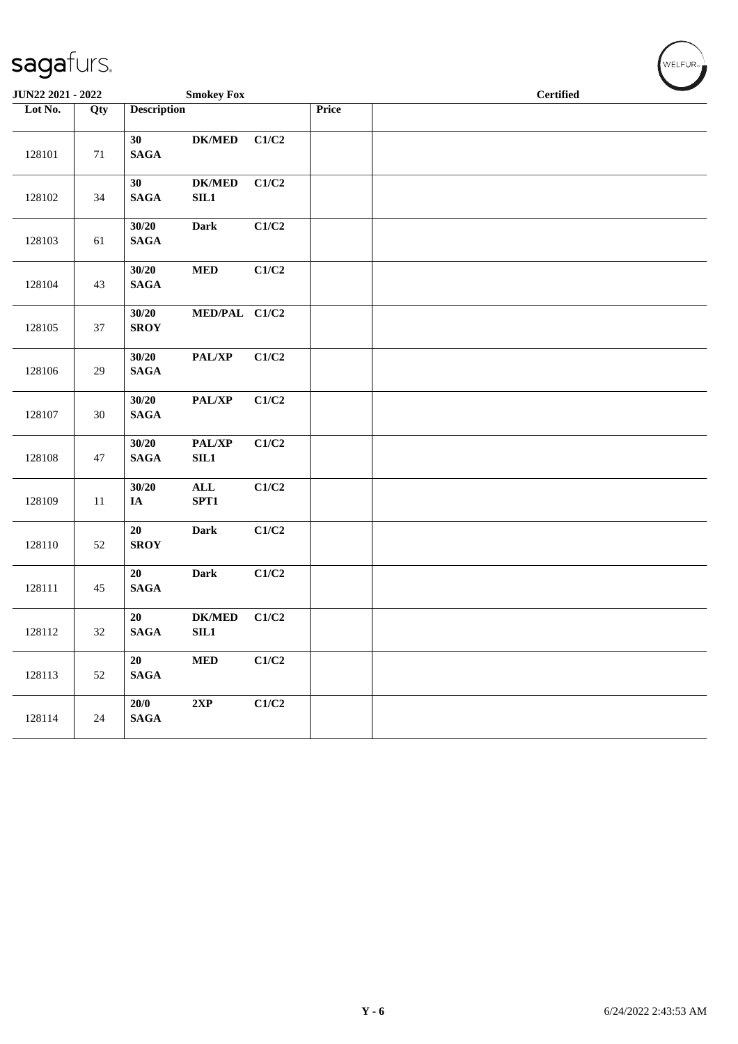JUN22 2021 - 2022 | Smokey Fox | Certified

| Lot No. | Qty | Description | | | Price | |
|---|---|---|---|---|---|---|
| 128101 | 71 | 30 SAGA | DK/MED | C1/C2 | | |
| 128102 | 34 | 30 SAGA | DK/MED SIL1 | C1/C2 | | |
| 128103 | 61 | 30/20 SAGA | Dark | C1/C2 | | |
| 128104 | 43 | 30/20 SAGA | MED | C1/C2 | | |
| 128105 | 37 | 30/20 SROY | MED/PAL | C1/C2 | | |
| 128106 | 29 | 30/20 SAGA | PAL/XP | C1/C2 | | |
| 128107 | 30 | 30/20 SAGA | PAL/XP | C1/C2 | | |
| 128108 | 47 | 30/20 SAGA | PAL/XP SIL1 | C1/C2 | | |
| 128109 | 11 | 30/20 IA | ALL SPT1 | C1/C2 | | |
| 128110 | 52 | 20 SROY | Dark | C1/C2 | | |
| 128111 | 45 | 20 SAGA | Dark | C1/C2 | | |
| 128112 | 32 | 20 SAGA | DK/MED SIL1 | C1/C2 | | |
| 128113 | 52 | 20 SAGA | MED | C1/C2 | | |
| 128114 | 24 | 20/0 SAGA | 2XP | C1/C2 | | |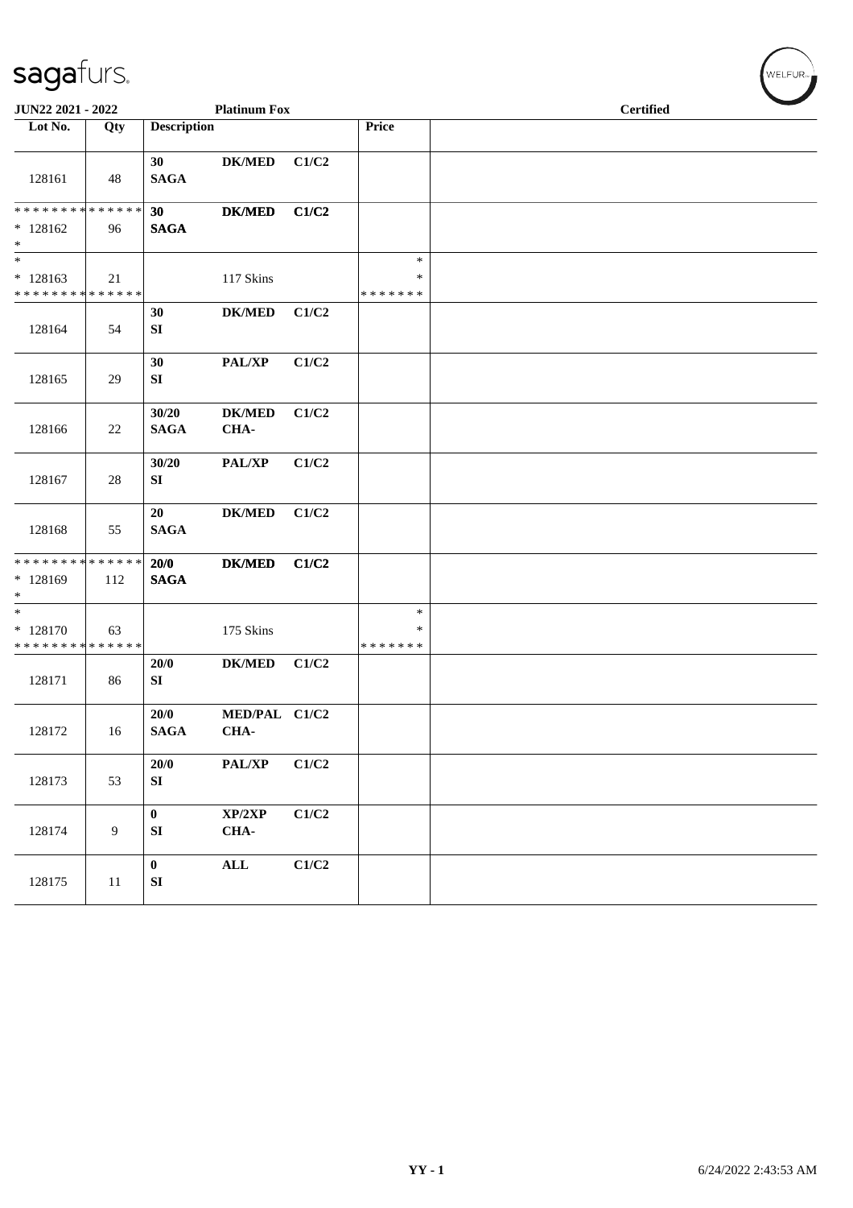JUN22 2021 - 2022 | Platinum Fox | Certified

| Lot No. | Qty | Description | | | Price | |
|---|---|---|---|---|---|---|
| 128161 | 48 | 30 SAGA | DK/MED | C1/C2 | | |
| * * * * * * * * * * * * * * <br>* 128162<br>* | 96 | 30 SAGA | DK/MED | C1/C2 | | |
| *<br>* 128163<br>* * * * * * * * * * * * * * | 21 | | 117 Skins | | *<br>*<br>* * * * * * * | |
| 128164 | 54 | 30 SI | DK/MED | C1/C2 | | |
| 128165 | 29 | 30 SI | PAL/XP | C1/C2 | | |
| 128166 | 22 | 30/20 SAGA | DK/MED CHA- | C1/C2 | | |
| 128167 | 28 | 30/20 SI | PAL/XP | C1/C2 | | |
| 128168 | 55 | 20 SAGA | DK/MED | C1/C2 | | |
| * * * * * * * * * * * * * * <br>* 128169<br>* | 112 | 20/0 SAGA | DK/MED | C1/C2 | | |
| *<br>* 128170<br>* * * * * * * * * * * * * * | 63 | | 175 Skins | | *<br>*<br>* * * * * * * | |
| 128171 | 86 | 20/0 SI | DK/MED | C1/C2 | | |
| 128172 | 16 | 20/0 SAGA | MED/PAL CHA- | C1/C2 | | |
| 128173 | 53 | 20/0 SI | PAL/XP | C1/C2 | | |
| 128174 | 9 | 0 SI | XP/2XP CHA- | C1/C2 | | |
| 128175 | 11 | 0 SI | ALL | C1/C2 | | |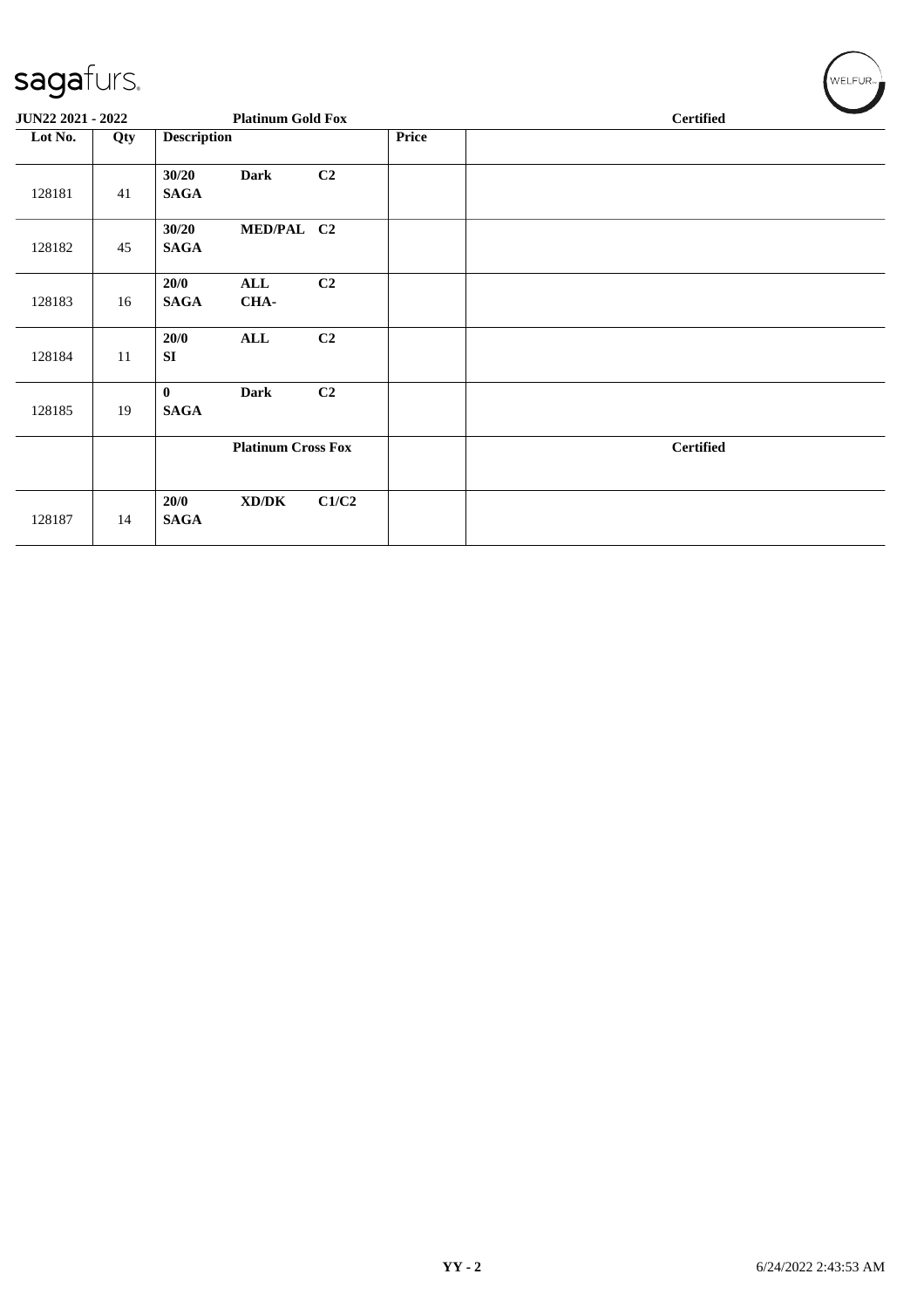| Lot No. | Qty | Description | | | Price | |
|---|---|---|---|---|---|---|
| | | **Platinum Gold Fox** | | | | **Certified** |
| 128181 | 41 | **30/20** **SAGA** | **Dark** | **C2** | | |
| 128182 | 45 | **30/20** **SAGA** | **MED/PAL** | **C2** | | |
| 128183 | 16 | **20/0** **SAGA** | **ALL** **CHA-** | **C2** | | |
| 128184 | 11 | **20/0** **SI** | **ALL** | **C2** | | |
| 128185 | 19 | **0** **SAGA** | **Dark** | **C2** | | |
| | | **Platinum Cross Fox** | | | | **Certified** |
| 128187 | 14 | **20/0** **SAGA** | **XD/DK** | **C1/C2** | | |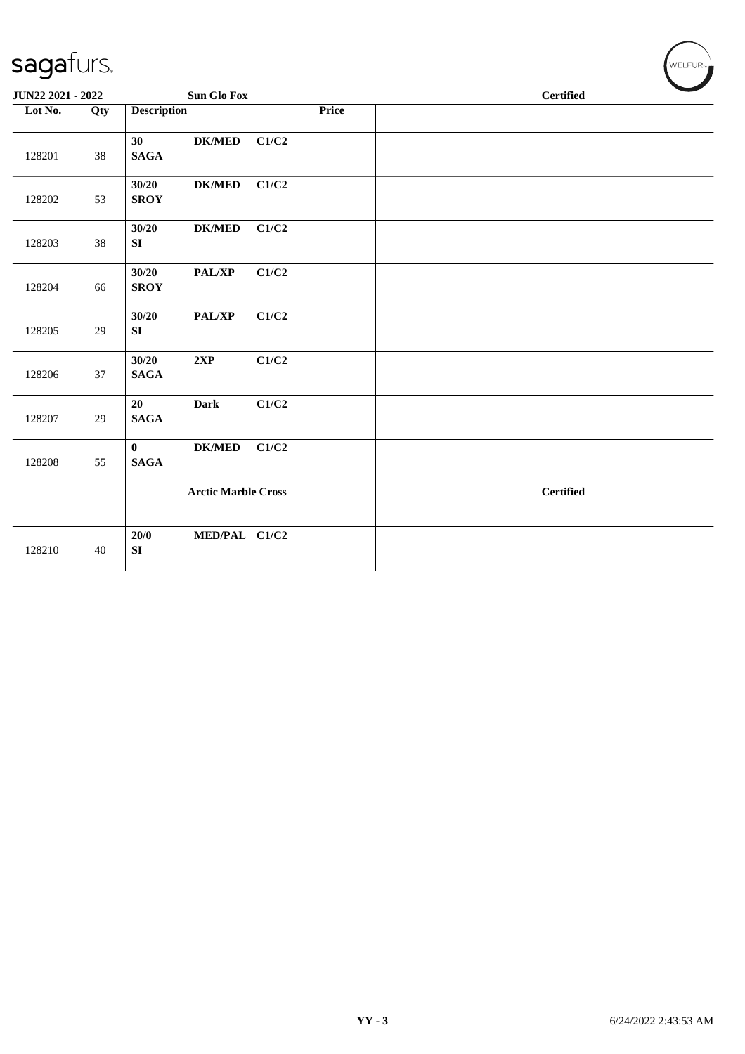sagafurs.

**JUN22 2021 - 2022** | **Sun Glo Fox** | **Certified**

| Lot No. | Qty | Description | Price | |
|---|---|---|---|---|
| 128201 | 38 | **30 DK/MED C1/C2 SAGA** | | |
| 128202 | 53 | **30/20 DK/MED C1/C2 SROY** | | |
| 128203 | 38 | **30/20 DK/MED C1/C2 SI** | | |
| 128204 | 66 | **30/20 PAL/XP C1/C2 SROY** | | |
| 128205 | 29 | **30/20 PAL/XP C1/C2 SI** | | |
| 128206 | 37 | **30/20 2XP C1/C2 SAGA** | | |
| 128207 | 29 | **20 Dark C1/C2 SAGA** | | |
| 128208 | 55 | **0 DK/MED C1/C2 SAGA** | | |
| | | **Arctic Marble Cross** | | **Certified** |
| 128210 | 40 | **20/0 MED/PAL C1/C2 SI** | | |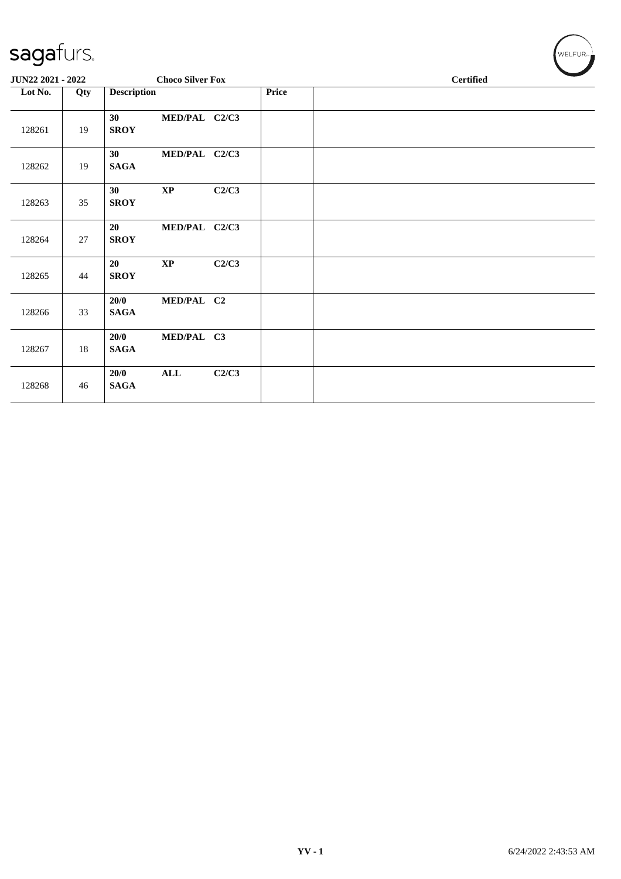sagafurs.

**JUN22 2021 - 2022** **Choco Silver Fox** **Certified**

| Lot No. | Qty | Description | Price | |
|---|---|---|---|---|
| 128261 | 19 | **30 MED/PAL C2/C3 SROY** | | |
| 128262 | 19 | **30 MED/PAL C2/C3 SAGA** | | |
| 128263 | 35 | **30 XP C2/C3 SROY** | | |
| 128264 | 27 | **20 MED/PAL C2/C3 SROY** | | |
| 128265 | 44 | **20 XP C2/C3 SROY** | | |
| 128266 | 33 | **20/0 MED/PAL C2 SAGA** | | |
| 128267 | 18 | **20/0 MED/PAL C3 SAGA** | | |
| 128268 | 46 | **20/0 ALL C2/C3 SAGA** | | |

**YV - 1** 6/24/2022 2:43:53 AM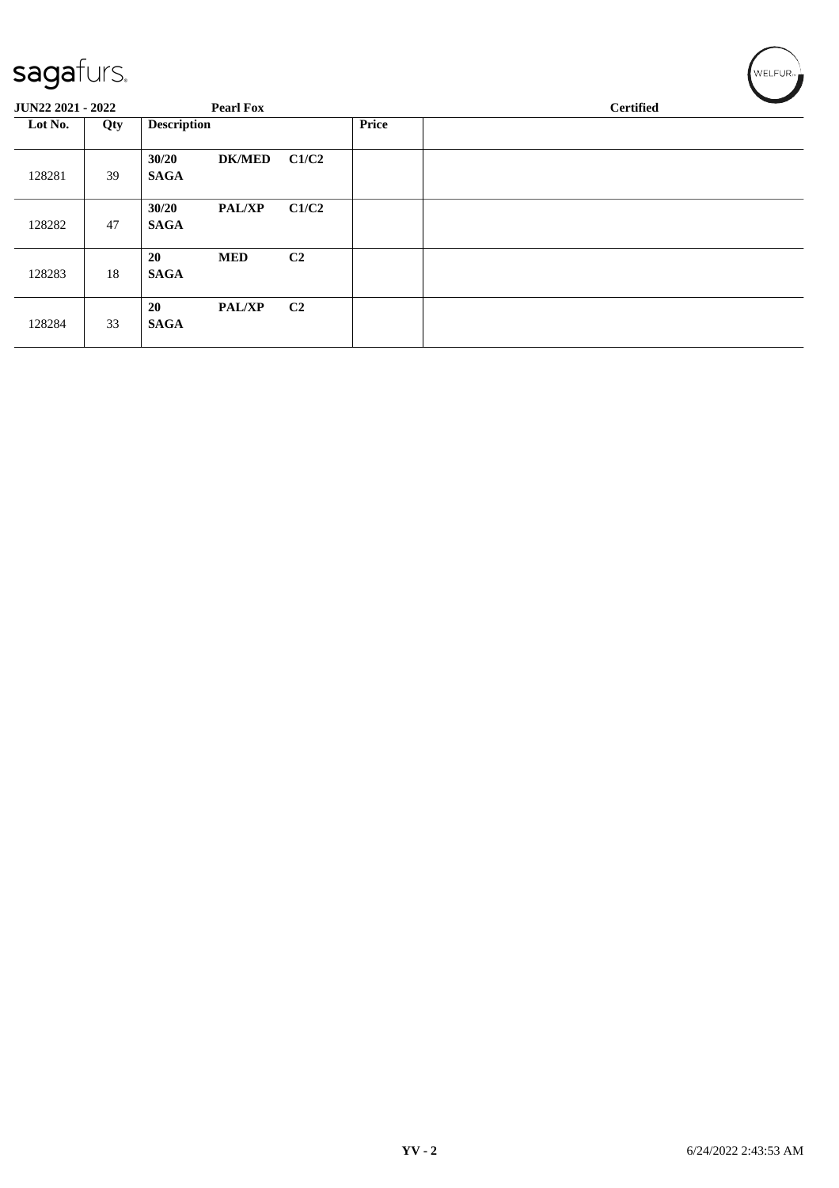**JUN22 2021 - 2022** | **Pearl Fox** | **Certified**

| Lot No. | Qty | Description | | | Price | |
|---|---|---|---|---|---|---|
| 128281 | 39 | **30/20 SAGA** | **DK/MED** | **C1/C2** | | |
| 128282 | 47 | **30/20 SAGA** | **PAL/XP** | **C1/C2** | | |
| 128283 | 18 | **20 SAGA** | **MED** | **C2** | | |
| 128284 | 33 | **20 SAGA** | **PAL/XP** | **C2** | | |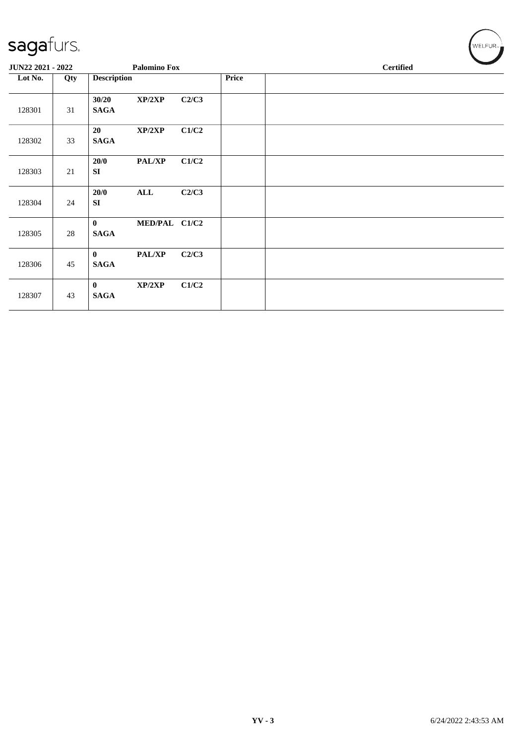**JUN22 2021 - 2022** **Palomino Fox** **Certified**

| Lot No. | Qty | Description | | | Price | |
|---|---|---|---|---|---|---|
| 128301 | 31 | **30/20** **SAGA** | **XP/2XP** | **C2/C3** | | |
| 128302 | 33 | **20** **SAGA** | **XP/2XP** | **C1/C2** | | |
| 128303 | 21 | **20/0** **SI** | **PAL/XP** | **C1/C2** | | |
| 128304 | 24 | **20/0** **SI** | **ALL** | **C2/C3** | | |
| 128305 | 28 | **0** **SAGA** | **MED/PAL** | **C1/C2** | | |
| 128306 | 45 | **0** **SAGA** | **PAL/XP** | **C2/C3** | | |
| 128307 | 43 | **0** **SAGA** | **XP/2XP** | **C1/C2** | | |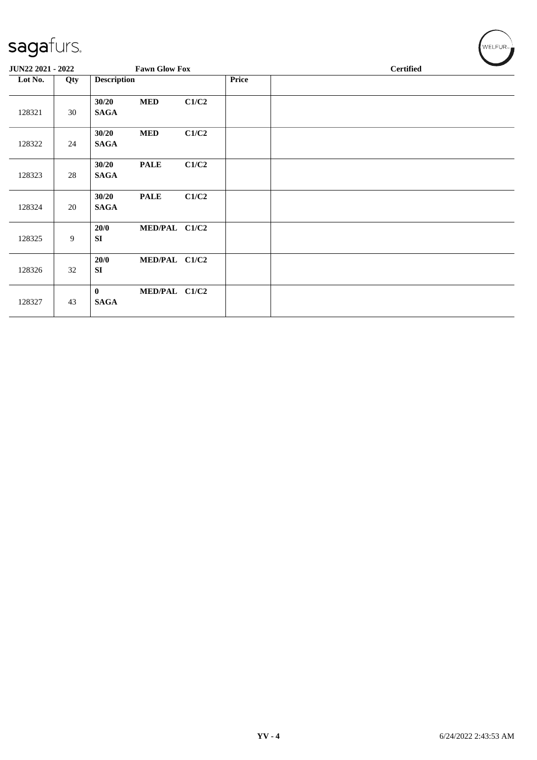JUN22 2021 - 2022 | Fawn Glow Fox | Certified

| Lot No. | Qty | Description | | | Price | |
|---|---|---|---|---|---|---|
| 128321 | 30 | 30/20 SAGA | MED | C1/C2 | | |
| 128322 | 24 | 30/20 SAGA | MED | C1/C2 | | |
| 128323 | 28 | 30/20 SAGA | PALE | C1/C2 | | |
| 128324 | 20 | 30/20 SAGA | PALE | C1/C2 | | |
| 128325 | 9 | 20/0 SI | MED/PAL | C1/C2 | | |
| 128326 | 32 | 20/0 SI | MED/PAL | C1/C2 | | |
| 128327 | 43 | 0 SAGA | MED/PAL | C1/C2 | | |

YV - 4

6/24/2022 2:43:53 AM